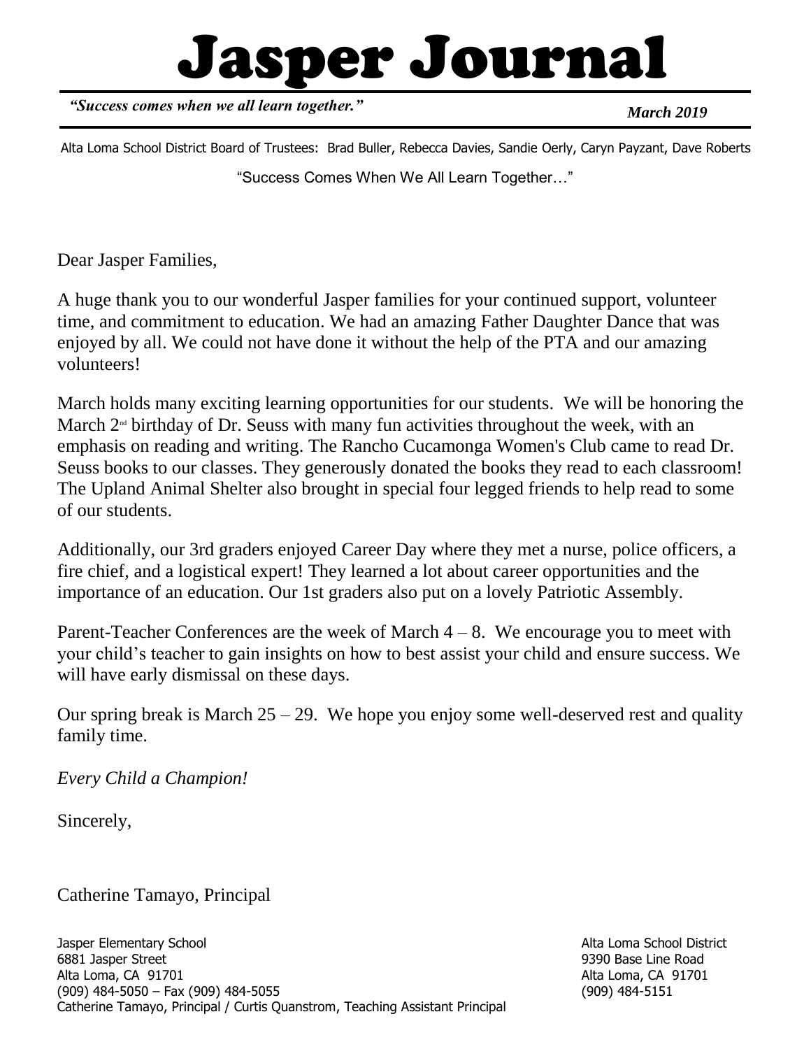# Jasper Journal

*"Success comes when we all learn together."* ***March 2019***

Alta Loma School District Board of Trustees: Brad Buller, Rebecca Davies, Sandie Oerly, Caryn Payzant, Dave Roberts

"Success Comes When We All Learn Together…"

Dear Jasper Families,

A huge thank you to our wonderful Jasper families for your continued support, volunteer time, and commitment to education. We had an amazing Father Daughter Dance that was enjoyed by all. We could not have done it without the help of the PTA and our amazing volunteers!

March holds many exciting learning opportunities for our students. We will be honoring the March 2nd birthday of Dr. Seuss with many fun activities throughout the week, with an emphasis on reading and writing. The Rancho Cucamonga Women's Club came to read Dr. Seuss books to our classes. They generously donated the books they read to each classroom! The Upland Animal Shelter also brought in special four legged friends to help read to some of our students.

Additionally, our 3rd graders enjoyed Career Day where they met a nurse, police officers, a fire chief, and a logistical expert! They learned a lot about career opportunities and the importance of an education. Our 1st graders also put on a lovely Patriotic Assembly.

Parent-Teacher Conferences are the week of March 4 – 8. We encourage you to meet with your child's teacher to gain insights on how to best assist your child and ensure success. We will have early dismissal on these days.

Our spring break is March 25 – 29. We hope you enjoy some well-deserved rest and quality family time.

*Every Child a Champion!*

Sincerely,

Catherine Tamayo, Principal

Jasper Elementary School
6881 Jasper Street
Alta Loma, CA 91701
(909) 484-5050 – Fax (909) 484-5055
Catherine Tamayo, Principal / Curtis Quanstrom, Teaching Assistant Principal

Alta Loma School District
9390 Base Line Road
Alta Loma, CA 91701
(909) 484-5151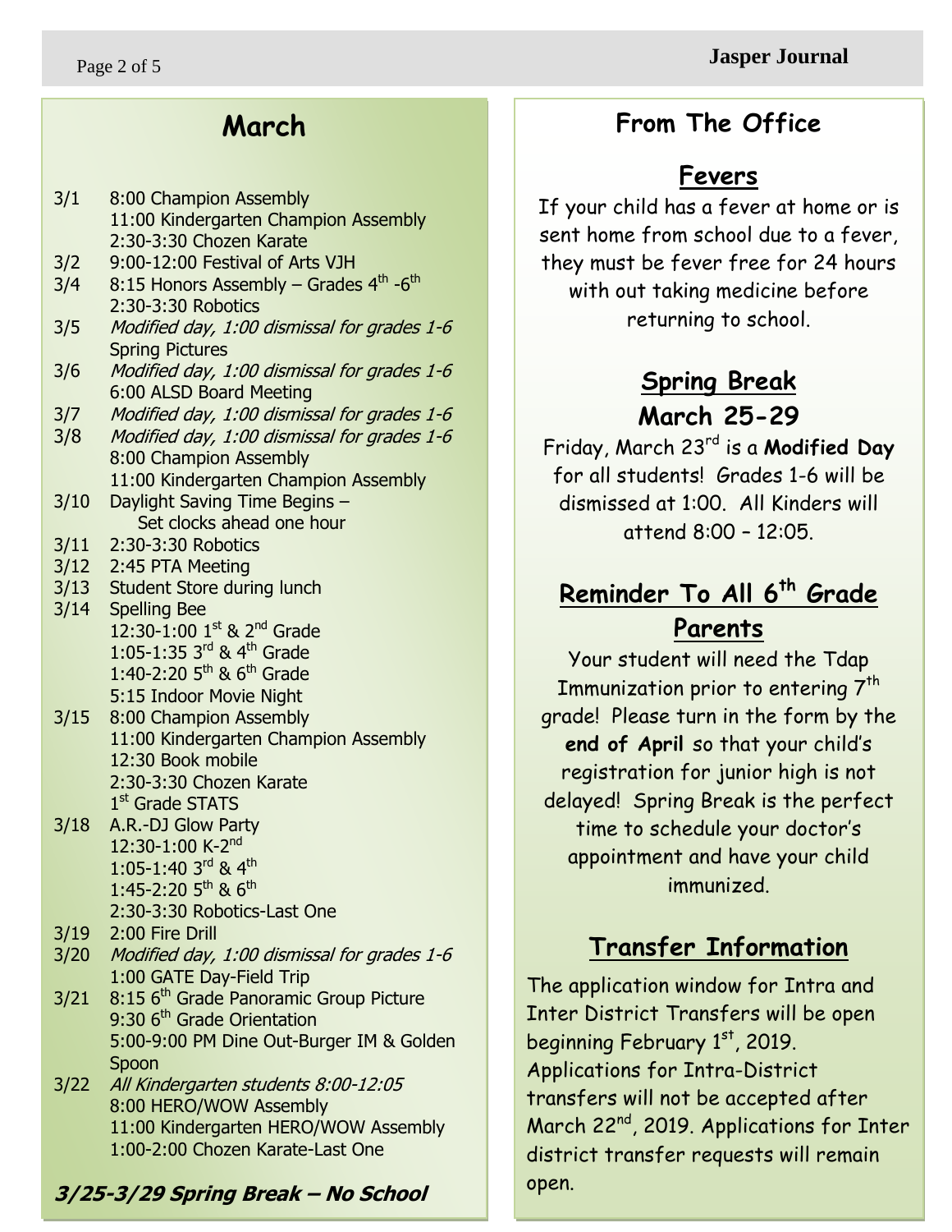## March

| Date | Events |
|---|---|
| 3/1 | 8:00 Champion Assembly<br>11:00 Kindergarten Champion Assembly<br>2:30-3:30 Chozen Karate |
| 3/2 | 9:00-12:00 Festival of Arts VJH |
| 3/4 | 8:15 Honors Assembly – Grades 4th -6th<br>2:30-3:30 Robotics |
| 3/5 | *Modified day, 1:00 dismissal for grades 1-6*<br>Spring Pictures |
| 3/6 | *Modified day, 1:00 dismissal for grades 1-6*<br>6:00 ALSD Board Meeting |
| 3/7 | *Modified day, 1:00 dismissal for grades 1-6* |
| 3/8 | *Modified day, 1:00 dismissal for grades 1-6*<br>8:00 Champion Assembly<br>11:00 Kindergarten Champion Assembly |
| 3/10 | Daylight Saving Time Begins – Set clocks ahead one hour |
| 3/11 | 2:30-3:30 Robotics |
| 3/12 | 2:45 PTA Meeting |
| 3/13 | Student Store during lunch |
| 3/14 | Spelling Bee<br>12:30-1:00 1st & 2nd Grade<br>1:05-1:35 3rd & 4th Grade<br>1:40-2:20 5th & 6th Grade<br>5:15 Indoor Movie Night |
| 3/15 | 8:00 Champion Assembly<br>11:00 Kindergarten Champion Assembly<br>12:30 Book mobile<br>2:30-3:30 Chozen Karate<br>1st Grade STATS |
| 3/18 | A.R.-DJ Glow Party<br>12:30-1:00 K-2nd<br>1:05-1:40 3rd & 4th<br>1:45-2:20 5th & 6th<br>2:30-3:30 Robotics-Last One |
| 3/19 | 2:00 Fire Drill |
| 3/20 | *Modified day, 1:00 dismissal for grades 1-6*<br>1:00 GATE Day-Field Trip |
| 3/21 | 8:15 6th Grade Panoramic Group Picture<br>9:30 6th Grade Orientation<br>5:00-9:00 PM Dine Out-Burger IM & Golden Spoon |
| 3/22 | *All Kindergarten students 8:00-12:05*<br>8:00 HERO/WOW Assembly<br>11:00 Kindergarten HERO/WOW Assembly<br>1:00-2:00 Chozen Karate-Last One |

***3/25-3/29 Spring Break – No School***

## From The Office

### Fevers

If your child has a fever at home or is sent home from school due to a fever, they must be fever free for 24 hours with out taking medicine before returning to school.

### Spring Break
### March 25-29

Friday, March 23rd is a **Modified Day** for all students! Grades 1-6 will be dismissed at 1:00. All Kinders will attend 8:00 – 12:05.

### Reminder To All 6th Grade Parents

Your student will need the Tdap Immunization prior to entering 7th grade! Please turn in the form by the **end of April** so that your child's registration for junior high is not delayed! Spring Break is the perfect time to schedule your doctor's appointment and have your child immunized.

### Transfer Information

The application window for Intra and Inter District Transfers will be open beginning February 1st, 2019. Applications for Intra-District transfers will not be accepted after March 22nd, 2019. Applications for Inter district transfer requests will remain open.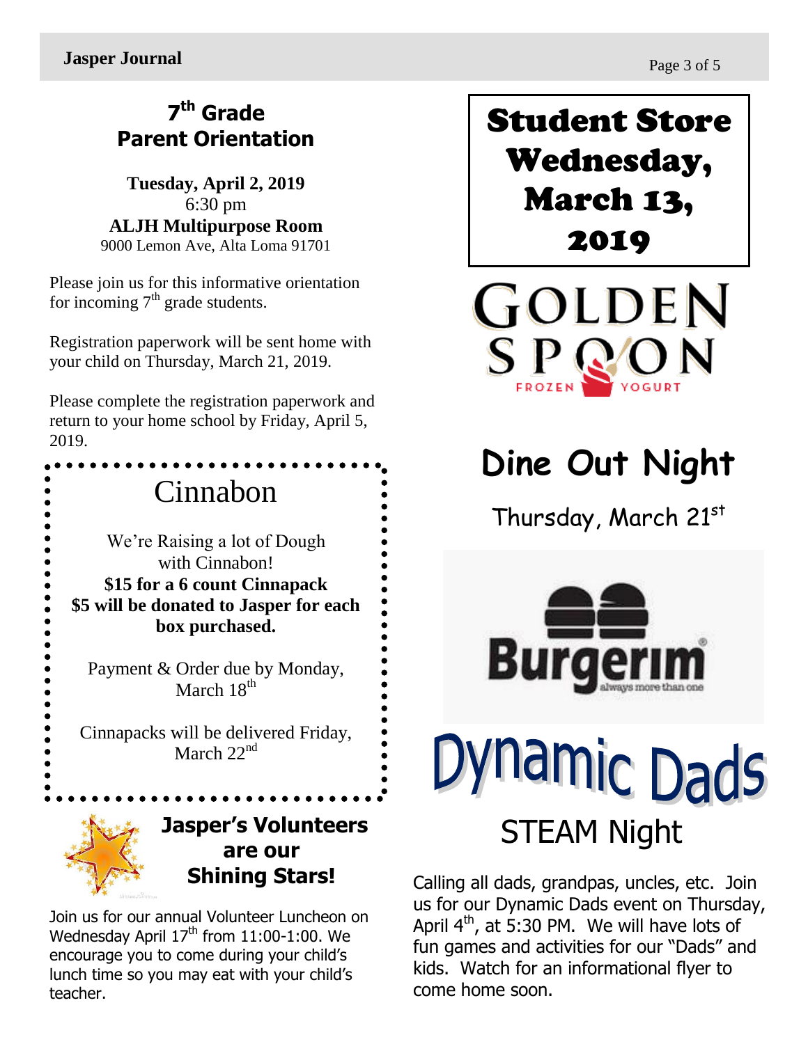## 7th Grade Parent Orientation

**Tuesday, April 2, 2019**
6:30 pm
**ALJH Multipurpose Room**
9000 Lemon Ave, Alta Loma 91701

Please join us for this informative orientation for incoming 7th grade students.

Registration paperwork will be sent home with your child on Thursday, March 21, 2019.

Please complete the registration paperwork and return to your home school by Friday, April 5, 2019.

## Cinnabon

We're Raising a lot of Dough with Cinnabon!
**$15 for a 6 count Cinnapack**
**$5 will be donated to Jasper for each box purchased.**

Payment & Order due by Monday, March 18th

Cinnapacks will be delivered Friday, March 22nd

## Jasper's Volunteers are our Shining Stars!

Join us for our annual Volunteer Luncheon on Wednesday April 17th from 11:00-1:00. We encourage you to come during your child's lunch time so you may eat with your child's teacher.

## Student Store Wednesday, March 13, 2019

GOLDEN SPOON
FROZEN YOGURT

## Dine Out Night

Thursday, March 21st

Burgerim
always more than one

## Dynamic Dads

### STEAM Night

Calling all dads, grandpas, uncles, etc. Join us for our Dynamic Dads event on Thursday, April 4th, at 5:30 PM. We will have lots of fun games and activities for our "Dads" and kids. Watch for an informational flyer to come home soon.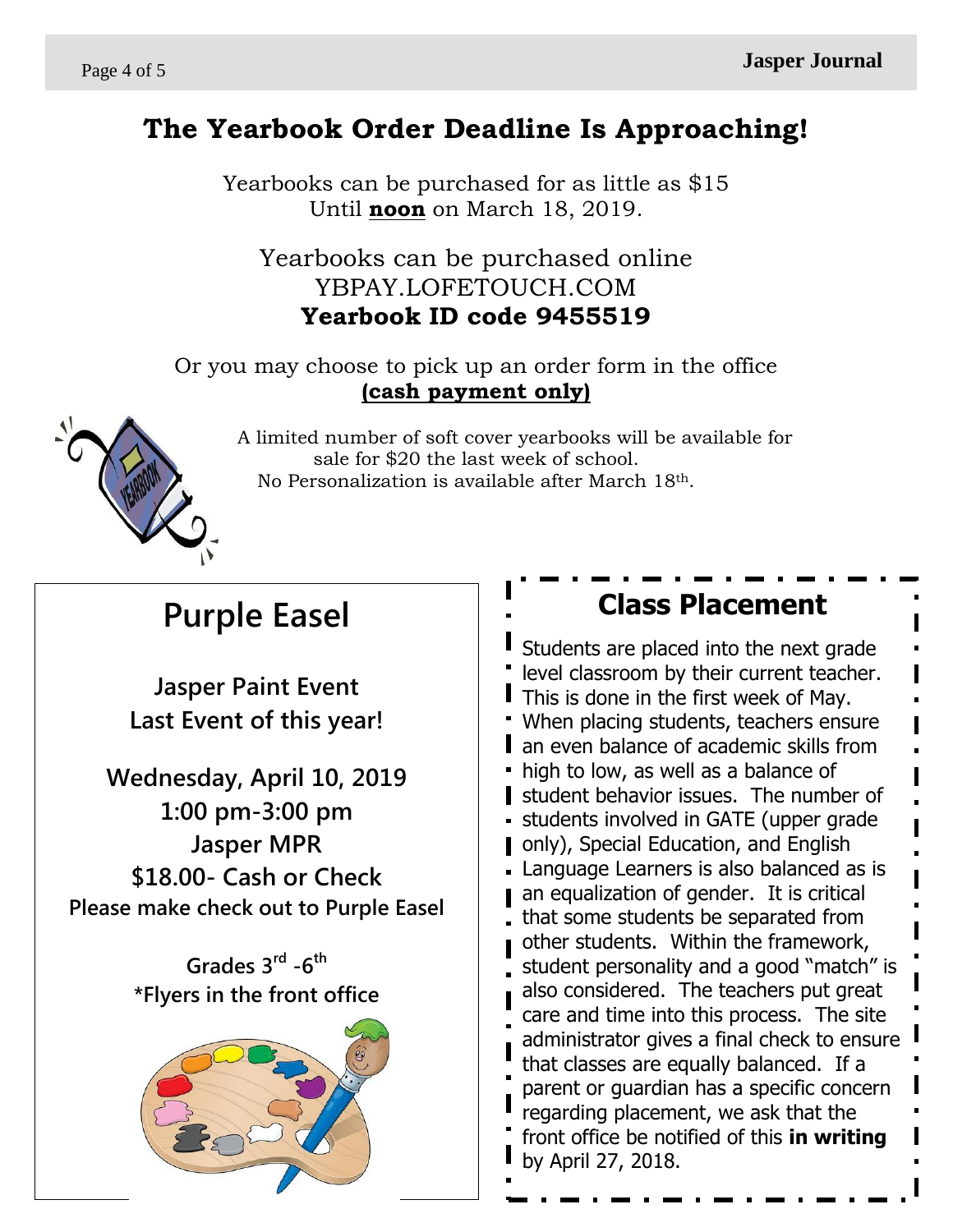# The Yearbook Order Deadline Is Approaching!

Yearbooks can be purchased for as little as $15
Until **noon** on March 18, 2019.

Yearbooks can be purchased online
YBPAY.LOFETOUCH.COM
**Yearbook ID code 9455519**

Or you may choose to pick up an order form in the office
**(cash payment only)**

A limited number of soft cover yearbooks will be available for sale for $20 the last week of school.
No Personalization is available after March 18th.

## Purple Easel

**Jasper Paint Event**
**Last Event of this year!**

**Wednesday, April 10, 2019**
**1:00 pm-3:00 pm**
**Jasper MPR**
**$18.00- Cash or Check**
**Please make check out to Purple Easel**

**Grades 3rd -6th**
**\*Flyers in the front office**

## Class Placement

Students are placed into the next grade level classroom by their current teacher. This is done in the first week of May. When placing students, teachers ensure an even balance of academic skills from high to low, as well as a balance of student behavior issues. The number of students involved in GATE (upper grade only), Special Education, and English Language Learners is also balanced as is an equalization of gender. It is critical that some students be separated from other students. Within the framework, student personality and a good "match" is also considered. The teachers put great care and time into this process. The site administrator gives a final check to ensure that classes are equally balanced. If a parent or guardian has a specific concern regarding placement, we ask that the front office be notified of this **in writing** by April 27, 2018.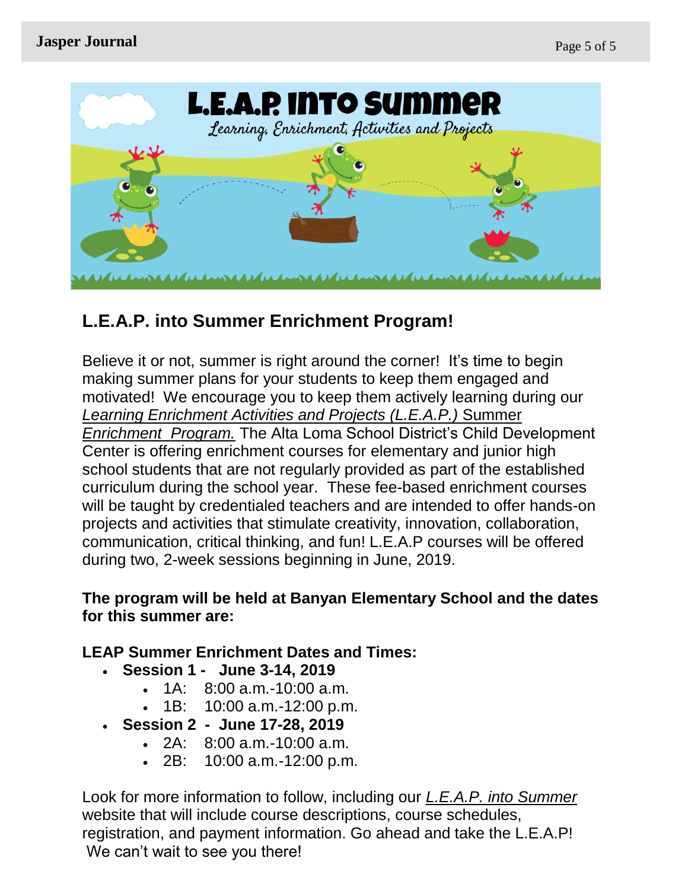## L.E.A.P. into Summer Enrichment Program!

Believe it or not, summer is right around the corner! It's time to begin making summer plans for your students to keep them engaged and motivated! We encourage you to keep them actively learning during our *Learning Enrichment Activities and Projects (L.E.A.P.)* Summer *Enrichment Program.* The Alta Loma School District's Child Development Center is offering enrichment courses for elementary and junior high school students that are not regularly provided as part of the established curriculum during the school year. These fee-based enrichment courses will be taught by credentialed teachers and are intended to offer hands-on projects and activities that stimulate creativity, innovation, collaboration, communication, critical thinking, and fun! L.E.A.P courses will be offered during two, 2-week sessions beginning in June, 2019.

**The program will be held at Banyan Elementary School and the dates for this summer are:**

**LEAP Summer Enrichment Dates and Times:**

- **Session 1 - June 3-14, 2019**
  - 1A: 8:00 a.m.-10:00 a.m.
  - 1B: 10:00 a.m.-12:00 p.m.
- **Session 2 - June 17-28, 2019**
  - 2A: 8:00 a.m.-10:00 a.m.
  - 2B: 10:00 a.m.-12:00 p.m.

Look for more information to follow, including our *L.E.A.P. into Summer* website that will include course descriptions, course schedules, registration, and payment information. Go ahead and take the L.E.A.P! We can't wait to see you there!